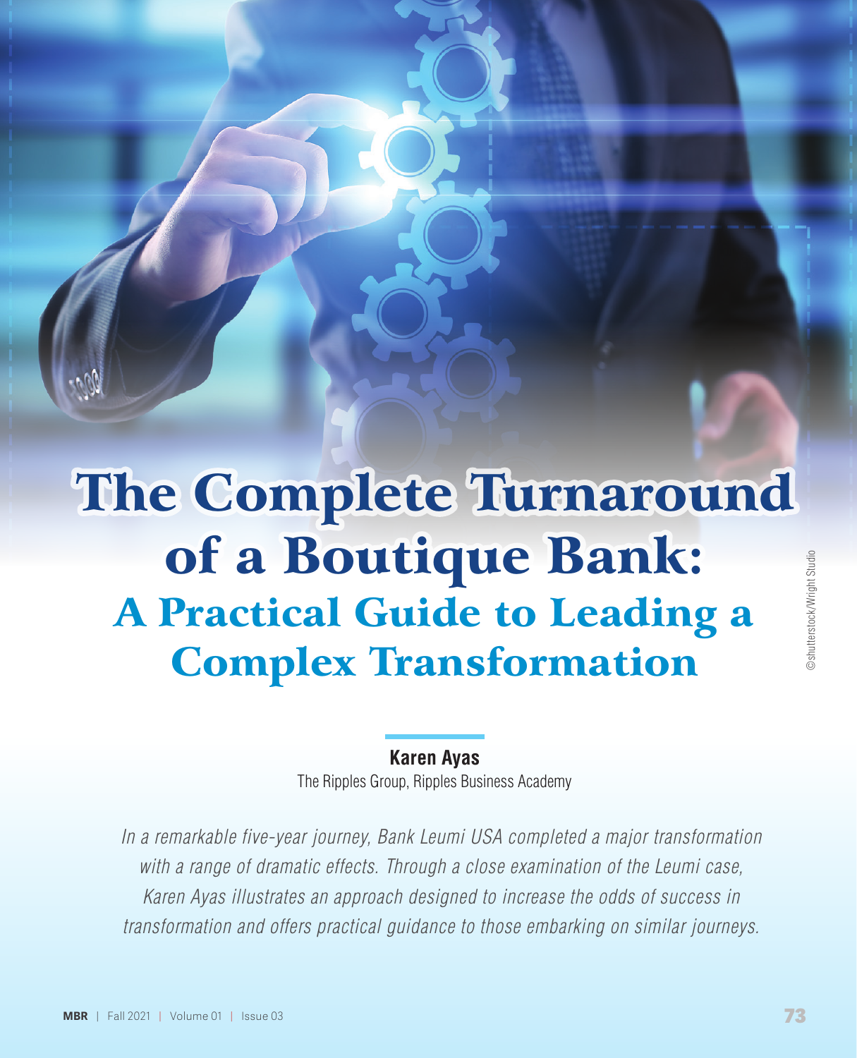# The Complete Turnaround of a Boutique Bank:

## A Practical Guide to Leading a Complex Transformation

**Karen Ayas**

The Ripples Group, Ripples Business Academy

*In a remarkable five-year journey, Bank Leumi USA completed a major transformation with a range of dramatic effects. Through a close examination of the Leumi case, Karen Ayas illustrates an approach designed to increase the odds of success in transformation and offers practical guidance to those embarking on similar journeys.*

©shutterstock/Wright Studio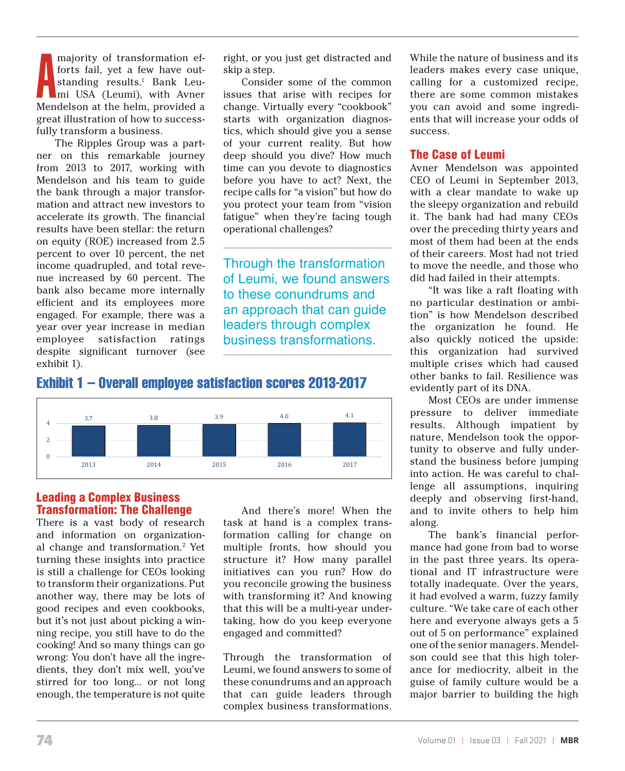A majority of transformation efforts fail, yet a few have outstanding results.[1] Bank Leumi USA (Leumi), with Avner Mendelson at the helm, provided a great illustration of how to successfully transform a business.

The Ripples Group was a partner on this remarkable journey from 2013 to 2017, working with Mendelson and his team to guide the bank through a major transformation and attract new investors to accelerate its growth. The financial results have been stellar: the return on equity (ROE) increased from 2.5 percent to over 10 percent, the net income quadrupled, and total revenue increased by 60 percent. The bank also became more internally efficient and its employees more engaged. For example, there was a year over year increase in median employee satisfaction ratings despite significant turnover (see exhibit 1).

## Exhibit 1 – Overall employee satisfaction scores 2013-2017

| Year | Score |
|---|---|
| 2013 | 3.7 |
| 2014 | 3.8 |
| 2015 | 3.9 |
| 2016 | 4.0 |
| 2017 | 4.1 |

## Leading a Complex Business Transformation: The Challenge

There is a vast body of research and information on organizational change and transformation.[2] Yet turning these insights into practice is still a challenge for CEOs looking to transform their organizations. Put another way, there may be lots of good recipes and even cookbooks, but it's not just about picking a winning recipe, you still have to do the cooking! And so many things can go wrong: You don't have all the ingredients, they don't mix well, you've stirred for too long... or not long enough, the temperature is not quite right, or you just get distracted and skip a step.

Consider some of the common issues that arise with recipes for change. Virtually every "cookbook" starts with organization diagnostics, which should give you a sense of your current reality. But how deep should you dive? How much time can you devote to diagnostics before you have to act? Next, the recipe calls for "a vision" but how do you protect your team from "vision fatigue" when they're facing tough operational challenges?

> Through the transformation of Leumi, we found answers to these conundrums and an approach that can guide leaders through complex business transformations.

And there's more! When the task at hand is a complex transformation calling for change on multiple fronts, how should you structure it? How many parallel initiatives can you run? How do you reconcile growing the business with transforming it? And knowing that this will be a multi-year undertaking, how do you keep everyone engaged and committed?

Through the transformation of Leumi, we found answers to some of these conundrums and an approach that can guide leaders through complex business transformations. While the nature of business and its leaders makes every case unique, calling for a customized recipe, there are some common mistakes you can avoid and some ingredients that will increase your odds of success.

## The Case of Leumi

Avner Mendelson was appointed CEO of Leumi in September 2013, with a clear mandate to wake up the sleepy organization and rebuild it. The bank had had many CEOs over the preceding thirty years and most of them had been at the ends of their careers. Most had not tried to move the needle, and those who did had failed in their attempts.

"It was like a raft floating with no particular destination or ambition" is how Mendelson described the organization he found. He also quickly noticed the upside: this organization had survived multiple crises which had caused other banks to fail. Resilience was evidently part of its DNA.

Most CEOs are under immense pressure to deliver immediate results. Although impatient by nature, Mendelson took the opportunity to observe and fully understand the business before jumping into action. He was careful to challenge all assumptions, inquiring deeply and observing first-hand, and to invite others to help him along.

The bank's financial performance had gone from bad to worse in the past three years. Its operational and IT infrastructure were totally inadequate. Over the years, it had evolved a warm, fuzzy family culture. "We take care of each other here and everyone always gets a 5 out of 5 on performance" explained one of the senior managers. Mendelson could see that this high tolerance for mediocrity, albeit in the guise of family culture would be a major barrier to building the high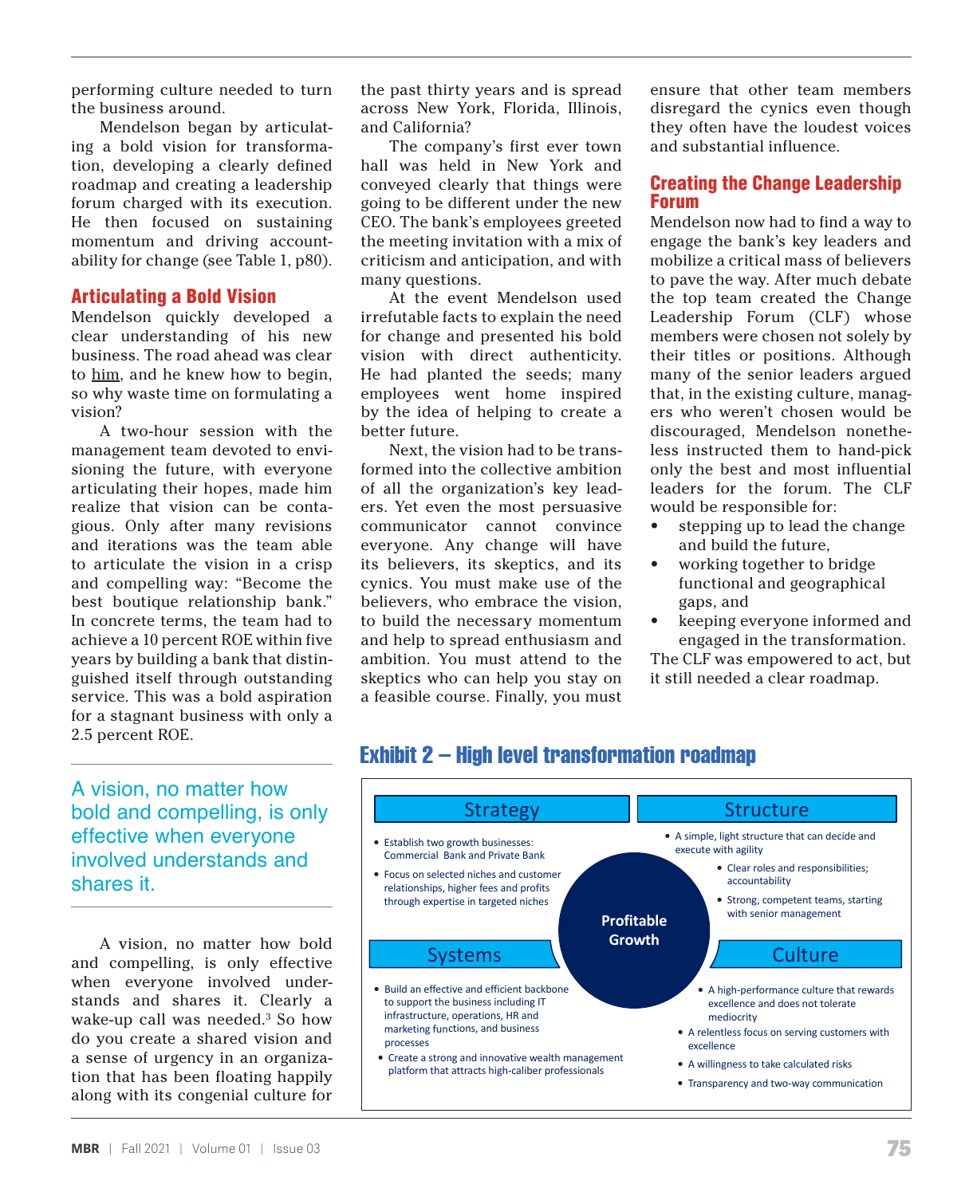performing culture needed to turn the business around.

Mendelson began by articulating a bold vision for transformation, developing a clearly defined roadmap and creating a leadership forum charged with its execution. He then focused on sustaining momentum and driving accountability for change (see Table 1, p80).

## Articulating a Bold Vision

Mendelson quickly developed a clear understanding of his new business. The road ahead was clear to him, and he knew how to begin, so why waste time on formulating a vision?

A two-hour session with the management team devoted to envisioning the future, with everyone articulating their hopes, made him realize that vision can be contagious. Only after many revisions and iterations was the team able to articulate the vision in a crisp and compelling way: "Become the best boutique relationship bank." In concrete terms, the team had to achieve a 10 percent ROE within five years by building a bank that distinguished itself through outstanding service. This was a bold aspiration for a stagnant business with only a 2.5 percent ROE.

> A vision, no matter how bold and compelling, is only effective when everyone involved understands and shares it.

A vision, no matter how bold and compelling, is only effective when everyone involved understands and shares it. Clearly a wake-up call was needed.[3] So how do you create a shared vision and a sense of urgency in an organization that has been floating happily along with its congenial culture for the past thirty years and is spread across New York, Florida, Illinois, and California?

The company's first ever town hall was held in New York and conveyed clearly that things were going to be different under the new CEO. The bank's employees greeted the meeting invitation with a mix of criticism and anticipation, and with many questions.

At the event Mendelson used irrefutable facts to explain the need for change and presented his bold vision with direct authenticity. He had planted the seeds; many employees went home inspired by the idea of helping to create a better future.

Next, the vision had to be transformed into the collective ambition of all the organization's key leaders. Yet even the most persuasive communicator cannot convince everyone. Any change will have its believers, its skeptics, and its cynics. You must make use of the believers, who embrace the vision, to build the necessary momentum and help to spread enthusiasm and ambition. You must attend to the skeptics who can help you stay on a feasible course. Finally, you must ensure that other team members disregard the cynics even though they often have the loudest voices and substantial influence.

## Creating the Change Leadership Forum

Mendelson now had to find a way to engage the bank's key leaders and mobilize a critical mass of believers to pave the way. After much debate the top team created the Change Leadership Forum (CLF) whose members were chosen not solely by their titles or positions. Although many of the senior leaders argued that, in the existing culture, managers who weren't chosen would be discouraged, Mendelson nonetheless instructed them to hand-pick only the best and most influential leaders for the forum. The CLF would be responsible for:

- stepping up to lead the change and build the future,
- working together to bridge functional and geographical gaps, and
- keeping everyone informed and engaged in the transformation.

The CLF was empowered to act, but it still needed a clear roadmap.

## Exhibit 2 – High level transformation roadmap

**Profitable Growth**

**Strategy**
- Establish two growth businesses: Commercial Bank and Private Bank
- Focus on selected niches and customer relationships, higher fees and profits through expertise in targeted niches

**Structure**
- A simple, light structure that can decide and execute with agility
- Clear roles and responsibilities; accountability
- Strong, competent teams, starting with senior management

**Systems**
- Build an effective and efficient backbone to support the business including IT infrastructure, operations, HR and marketing functions, and business processes
- Create a strong and innovative wealth management platform that attracts high-caliber professionals

**Culture**
- A high-performance culture that rewards excellence and does not tolerate mediocrity
- A relentless focus on serving customers with excellence
- A willingness to take calculated risks
- Transparency and two-way communication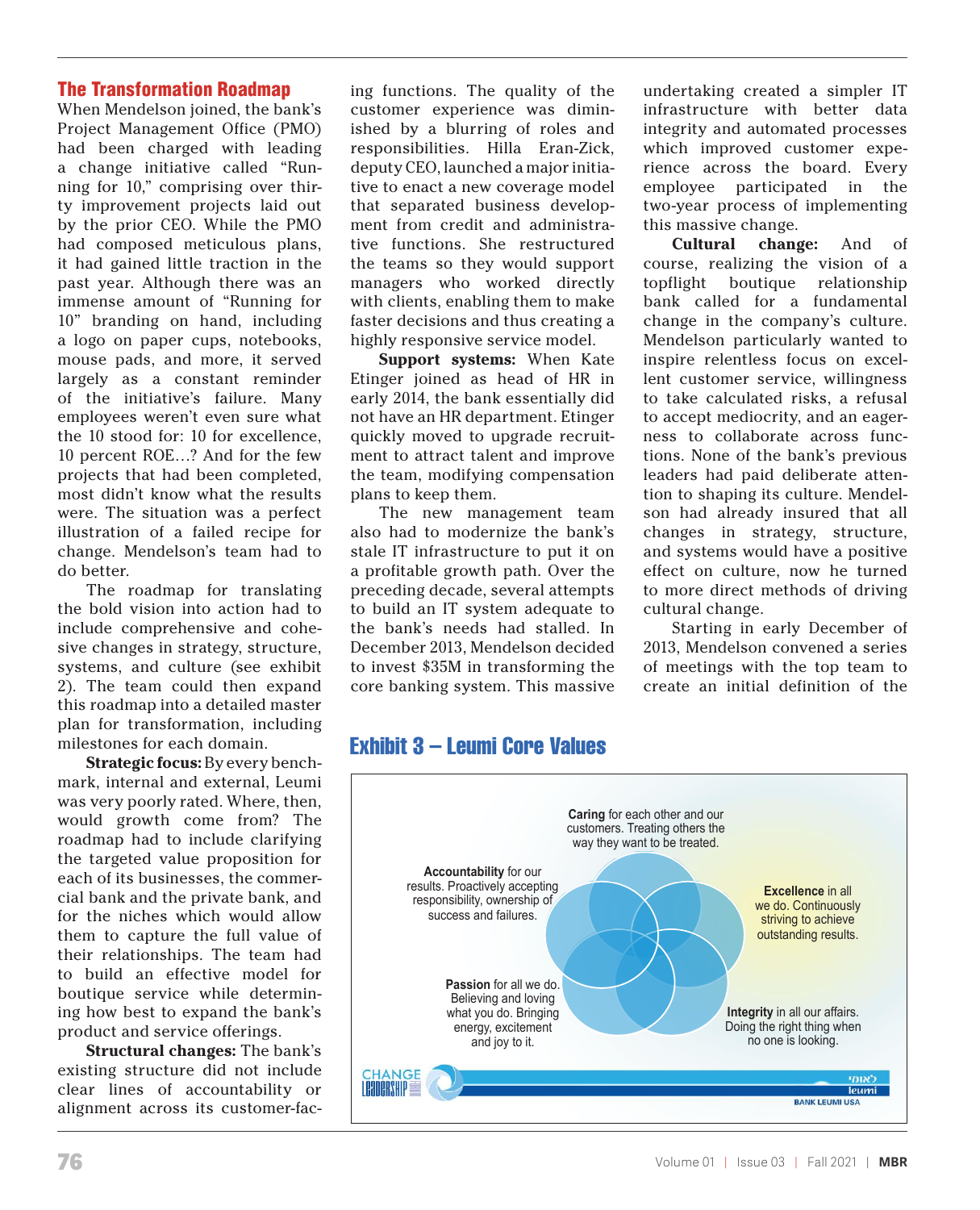## The Transformation Roadmap

When Mendelson joined, the bank's Project Management Office (PMO) had been charged with leading a change initiative called "Running for 10," comprising over thirty improvement projects laid out by the prior CEO. While the PMO had composed meticulous plans, it had gained little traction in the past year. Although there was an immense amount of "Running for 10" branding on hand, including a logo on paper cups, notebooks, mouse pads, and more, it served largely as a constant reminder of the initiative's failure. Many employees weren't even sure what the 10 stood for: 10 for excellence, 10 percent ROE…? And for the few projects that had been completed, most didn't know what the results were. The situation was a perfect illustration of a failed recipe for change. Mendelson's team had to do better.

The roadmap for translating the bold vision into action had to include comprehensive and cohesive changes in strategy, structure, systems, and culture (see exhibit 2). The team could then expand this roadmap into a detailed master plan for transformation, including milestones for each domain.

**Strategic focus:** By every benchmark, internal and external, Leumi was very poorly rated. Where, then, would growth come from? The roadmap had to include clarifying the targeted value proposition for each of its businesses, the commercial bank and the private bank, and for the niches which would allow them to capture the full value of their relationships. The team had to build an effective model for boutique service while determining how best to expand the bank's product and service offerings.

**Structural changes:** The bank's existing structure did not include clear lines of accountability or alignment across its customer-facing functions. The quality of the customer experience was diminished by a blurring of roles and responsibilities. Hilla Eran-Zick, deputy CEO, launched a major initiative to enact a new coverage model that separated business development from credit and administrative functions. She restructured the teams so they would support managers who worked directly with clients, enabling them to make faster decisions and thus creating a highly responsive service model.

**Support systems:** When Kate Etinger joined as head of HR in early 2014, the bank essentially did not have an HR department. Etinger quickly moved to upgrade recruitment to attract talent and improve the team, modifying compensation plans to keep them.

The new management team also had to modernize the bank's stale IT infrastructure to put it on a profitable growth path. Over the preceding decade, several attempts to build an IT system adequate to the bank's needs had stalled. In December 2013, Mendelson decided to invest $35M in transforming the core banking system. This massive undertaking created a simpler IT infrastructure with better data integrity and automated processes which improved customer experience across the board. Every employee participated in the two-year process of implementing this massive change.

**Cultural change:** And of course, realizing the vision of a topflight boutique relationship bank called for a fundamental change in the company's culture. Mendelson particularly wanted to inspire relentless focus on excellent customer service, willingness to take calculated risks, a refusal to accept mediocrity, and an eagerness to collaborate across functions. None of the bank's previous leaders had paid deliberate attention to shaping its culture. Mendelson had already insured that all changes in strategy, structure, and systems would have a positive effect on culture, now he turned to more direct methods of driving cultural change.

Starting in early December of 2013, Mendelson convened a series of meetings with the top team to create an initial definition of the

## Exhibit 3 – Leumi Core Values

**Caring** for each other and our customers. Treating others the way they want to be treated.

**Accountability** for our results. Proactively accepting responsibility, ownership of success and failures.

**Excellence** in all we do. Continuously striving to achieve outstanding results.

**Passion** for all we do. Believing and loving what you do. Bringing energy, excitement and joy to it.

**Integrity** in all our affairs. Doing the right thing when no one is looking.

CHANGE LEADERSHIP — לאומי leumi BANK LEUMI USA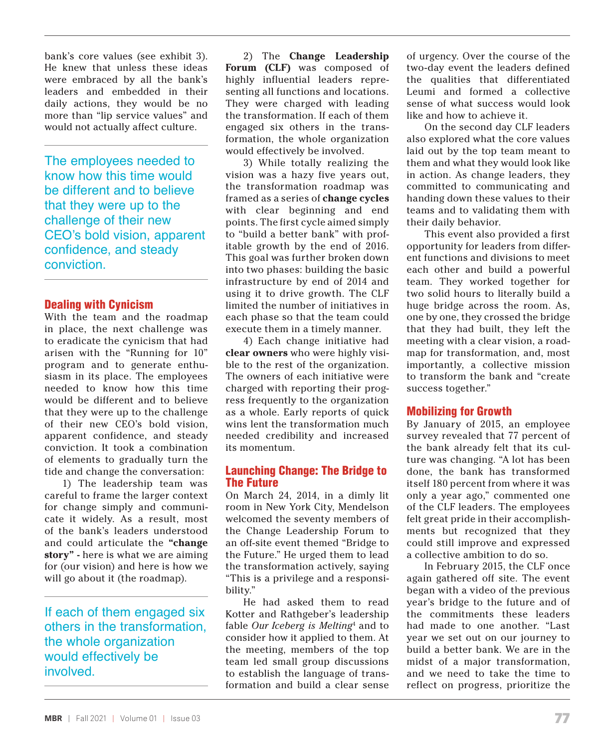bank's core values (see exhibit 3). He knew that unless these ideas were embraced by all the bank's leaders and embedded in their daily actions, they would be no more than "lip service values" and would not actually affect culture.

> The employees needed to know how this time would be different and to believe that they were up to the challenge of their new CEO's bold vision, apparent confidence, and steady conviction.

## Dealing with Cynicism

With the team and the roadmap in place, the next challenge was to eradicate the cynicism that had arisen with the "Running for 10" program and to generate enthusiasm in its place. The employees needed to know how this time would be different and to believe that they were up to the challenge of their new CEO's bold vision, apparent confidence, and steady conviction. It took a combination of elements to gradually turn the tide and change the conversation:

1) The leadership team was careful to frame the larger context for change simply and communicate it widely. As a result, most of the bank's leaders understood and could articulate the **"change story"** - here is what we are aiming for (our vision) and here is how we will go about it (the roadmap).

> If each of them engaged six others in the transformation, the whole organization would effectively be involved.

2) The **Change Leadership Forum (CLF)** was composed of highly influential leaders representing all functions and locations. They were charged with leading the transformation. If each of them engaged six others in the transformation, the whole organization would effectively be involved.

3) While totally realizing the vision was a hazy five years out, the transformation roadmap was framed as a series of **change cycles** with clear beginning and end points. The first cycle aimed simply to "build a better bank" with profitable growth by the end of 2016. This goal was further broken down into two phases: building the basic infrastructure by end of 2014 and using it to drive growth. The CLF limited the number of initiatives in each phase so that the team could execute them in a timely manner.

4) Each change initiative had **clear owners** who were highly visible to the rest of the organization. The owners of each initiative were charged with reporting their progress frequently to the organization as a whole. Early reports of quick wins lent the transformation much needed credibility and increased its momentum.

## Launching Change: The Bridge to The Future

On March 24, 2014, in a dimly lit room in New York City, Mendelson welcomed the seventy members of the Change Leadership Forum to an off-site event themed "Bridge to the Future." He urged them to lead the transformation actively, saying "This is a privilege and a responsibility."

He had asked them to read Kotter and Rathgeber's leadership fable *Our Iceberg is Melting*[4] and to consider how it applied to them. At the meeting, members of the top team led small group discussions to establish the language of transformation and build a clear sense of urgency. Over the course of the two-day event the leaders defined the qualities that differentiated Leumi and formed a collective sense of what success would look like and how to achieve it.

On the second day CLF leaders also explored what the core values laid out by the top team meant to them and what they would look like in action. As change leaders, they committed to communicating and handing down these values to their teams and to validating them with their daily behavior.

This event also provided a first opportunity for leaders from different functions and divisions to meet each other and build a powerful team. They worked together for two solid hours to literally build a huge bridge across the room. As, one by one, they crossed the bridge that they had built, they left the meeting with a clear vision, a roadmap for transformation, and, most importantly, a collective mission to transform the bank and "create success together."

## Mobilizing for Growth

By January of 2015, an employee survey revealed that 77 percent of the bank already felt that its culture was changing. "A lot has been done, the bank has transformed itself 180 percent from where it was only a year ago," commented one of the CLF leaders. The employees felt great pride in their accomplishments but recognized that they could still improve and expressed a collective ambition to do so.

In February 2015, the CLF once again gathered off site. The event began with a video of the previous year's bridge to the future and of the commitments these leaders had made to one another. "Last year we set out on our journey to build a better bank. We are in the midst of a major transformation, and we need to take the time to reflect on progress, prioritize the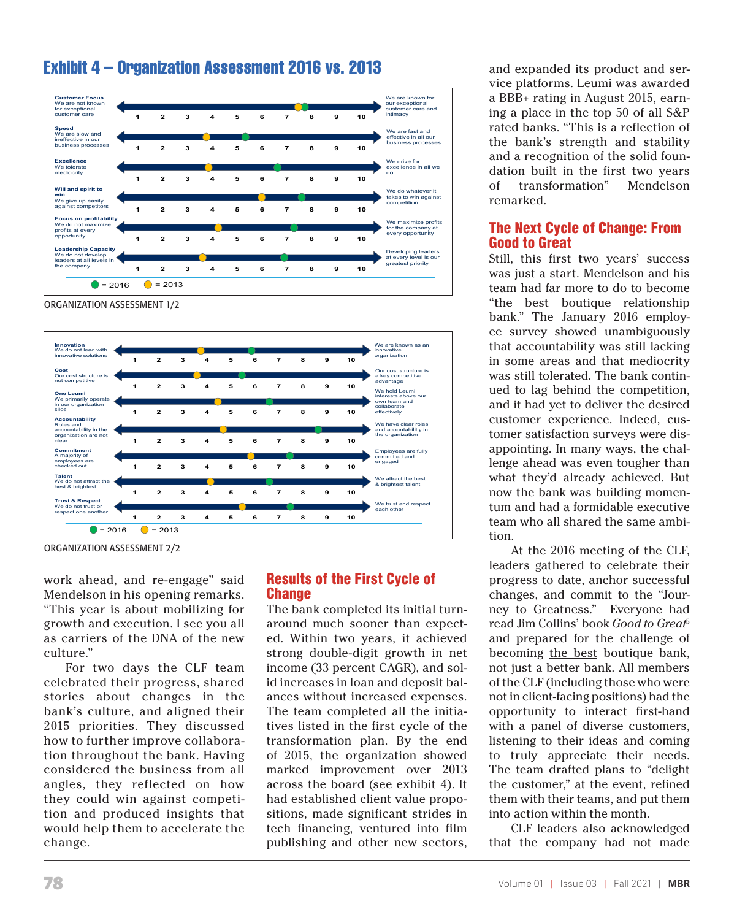## Exhibit 4 – Organization Assessment 2016 vs. 2013

| Dimension | Low end (1) | High end (10) | 2013 | 2016 |
|---|---|---|---|---|
| Customer Focus | We are not known for exceptional customer care | We are known for our exceptional customer care and intimacy | ~7.5 | ~7.7 |
| Speed | We are slow and ineffective in our business processes | We are fast and effective in all our business processes | ~4 | ~5.3 |
| Excellence | We tolerate mediocrity | We drive for excellence in all we do | ~4 | ~6.7 |
| Will and spirit to win | We give up easily against competitors | We do whatever it takes to win against competition | ~6 | ~7.6 |
| Focus on profitability | We do not maximize profits at every opportunity | We maximize profits for the company at every opportunity | ~4.3 | ~7.3 |
| Leadership Capacity | We do not develop leaders at all levels in the company | Developing leaders at every level is our greatest priority | ~3.7 | ~6.9 |

● = 2016 ● = 2013

ORGANIZATION ASSESSMENT 1/2

| Dimension | Low end (1) | High end (10) | 2013 | 2016 |
|---|---|---|---|---|
| Innovation | We do not lead with innovative solutions | We are known as an innovative organization | ~3.8 | ~5.8 |
| Cost | Our cost structure is not competitive | Our cost structure is a key competitive advantage | ~3.6 | ~5.5 |
| One Leumi | We primarily operate in our organization silos | We hold Leumi interests above our own team and collaborate effectively | ~4.5 | ~6.6 |
| Accountability | Roles and accountability in the organization are not clear | We have clear roles and accountability in the organization | ~4.7 | ~8.6 |
| Commitment | A majority of employees are checked out | Employees are fully committed and engaged | ~5.8 | ~7.4 |
| Talent | We do not attract the best & brightest | We attract the best & brightest talent | ~4.2 | ~6.6 |
| Trust & Respect | We do not trust or respect one another | We trust and respect each other | ~5.5 | ~7.5 |

● = 2016 ● = 2013

ORGANIZATION ASSESSMENT 2/2

work ahead, and re-engage" said Mendelson in his opening remarks. "This year is about mobilizing for growth and execution. I see you all as carriers of the DNA of the new culture."

For two days the CLF team celebrated their progress, shared stories about changes in the bank's culture, and aligned their 2015 priorities. They discussed how to further improve collaboration throughout the bank. Having considered the business from all angles, they reflected on how they could win against competition and produced insights that would help them to accelerate the change.

## Results of the First Cycle of Change

The bank completed its initial turnaround much sooner than expected. Within two years, it achieved strong double-digit growth in net income (33 percent CAGR), and solid increases in loan and deposit balances without increased expenses. The team completed all the initiatives listed in the first cycle of the transformation plan. By the end of 2015, the organization showed marked improvement over 2013 across the board (see exhibit 4). It had established client value propositions, made significant strides in tech financing, ventured into film publishing and other new sectors, and expanded its product and service platforms. Leumi was awarded a BBB+ rating in August 2015, earning a place in the top 50 of all S&P rated banks. "This is a reflection of the bank's strength and stability and a recognition of the solid foundation built in the first two years of transformation" Mendelson remarked.

## The Next Cycle of Change: From Good to Great

Still, this first two years' success was just a start. Mendelson and his team had far more to do to become "the best boutique relationship bank." The January 2016 employee survey showed unambiguously that accountability was still lacking in some areas and that mediocrity was still tolerated. The bank continued to lag behind the competition, and it had yet to deliver the desired customer experience. Indeed, customer satisfaction surveys were disappointing. In many ways, the challenge ahead was even tougher than what they'd already achieved. But now the bank was building momentum and had a formidable executive team who all shared the same ambition.

At the 2016 meeting of the CLF, leaders gathered to celebrate their progress to date, anchor successful changes, and commit to the "Journey to Greatness." Everyone had read Jim Collins' book *Good to Great*[5] and prepared for the challenge of becoming <u>the best</u> boutique bank, not just a better bank. All members of the CLF (including those who were not in client-facing positions) had the opportunity to interact first-hand with a panel of diverse customers, listening to their ideas and coming to truly appreciate their needs. The team drafted plans to "delight the customer," at the event, refined them with their teams, and put them into action within the month.

CLF leaders also acknowledged that the company had not made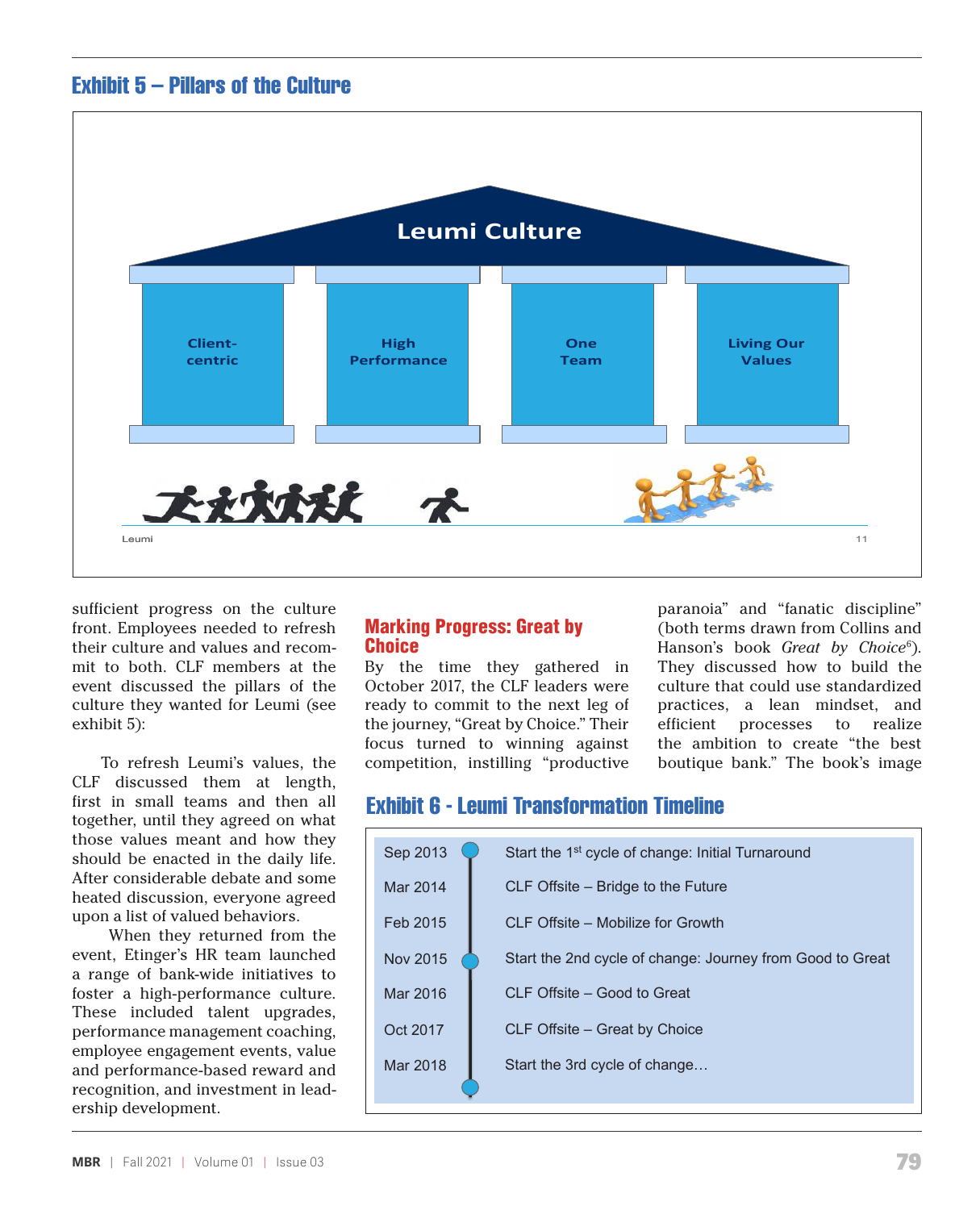## Exhibit 5 – Pillars of the Culture

**Leumi Culture**

| Client-centric | High Performance | One Team | Living Our Values |
|---|---|---|---|

Leumi 11

sufficient progress on the culture front. Employees needed to refresh their culture and values and recommit to both. CLF members at the event discussed the pillars of the culture they wanted for Leumi (see exhibit 5):

To refresh Leumi's values, the CLF discussed them at length, first in small teams and then all together, until they agreed on what those values meant and how they should be enacted in the daily life. After considerable debate and some heated discussion, everyone agreed upon a list of valued behaviors.

When they returned from the event, Etinger's HR team launched a range of bank-wide initiatives to foster a high-performance culture. These included talent upgrades, performance management coaching, employee engagement events, value and performance-based reward and recognition, and investment in leadership development.

## Marking Progress: Great by Choice

By the time they gathered in October 2017, the CLF leaders were ready to commit to the next leg of the journey, "Great by Choice." Their focus turned to winning against competition, instilling "productive paranoia" and "fanatic discipline" (both terms drawn from Collins and Hanson's book *Great by Choice*[6]). They discussed how to build the culture that could use standardized practices, a lean mindset, and efficient processes to realize the ambition to create "the best boutique bank." The book's image

## Exhibit 6 - Leumi Transformation Timeline

| Date | Event |
|---|---|
| Sep 2013 | Start the 1st cycle of change: Initial Turnaround |
| Mar 2014 | CLF Offsite – Bridge to the Future |
| Feb 2015 | CLF Offsite – Mobilize for Growth |
| Nov 2015 | Start the 2nd cycle of change: Journey from Good to Great |
| Mar 2016 | CLF Offsite – Good to Great |
| Oct 2017 | CLF Offsite – Great by Choice |
| Mar 2018 | Start the 3rd cycle of change… |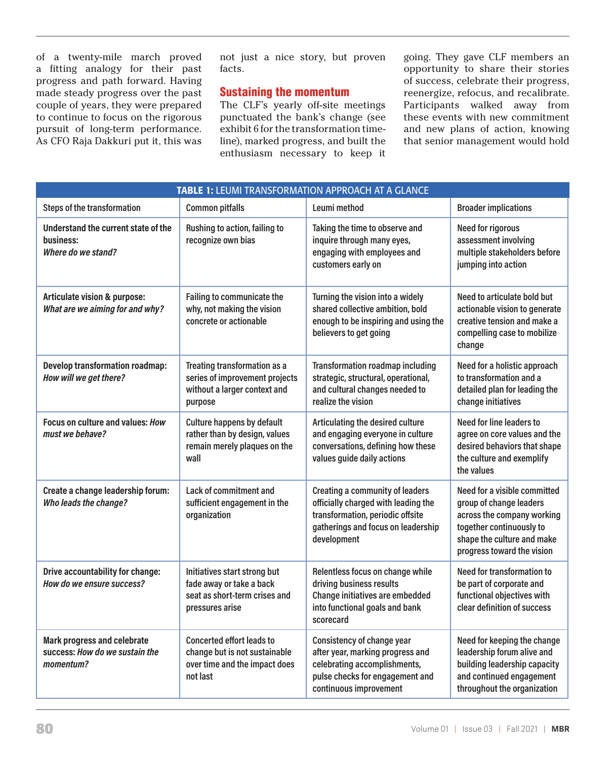of a twenty-mile march proved a fitting analogy for their past progress and path forward. Having made steady progress over the past couple of years, they were prepared to continue to focus on the rigorous pursuit of long-term performance. As CFO Raja Dakkuri put it, this was not just a nice story, but proven facts.

## Sustaining the momentum

The CLF's yearly off-site meetings punctuated the bank's change (see exhibit 6 for the transformation timeline), marked progress, and built the enthusiasm necessary to keep it going. They gave CLF members an opportunity to share their stories of success, celebrate their progress, reenergize, refocus, and recalibrate. Participants walked away from these events with new commitment and new plans of action, knowing that senior management would hold

**TABLE 1:** LEUMI TRANSFORMATION APPROACH AT A GLANCE

| Steps of the transformation | Common pitfalls | Leumi method | Broader implications |
|---|---|---|---|
| **Understand the current state of the business:** ***Where do we stand?*** | Rushing to action, failing to recognize own bias | Taking the time to observe and inquire through many eyes, engaging with employees and customers early on | Need for rigorous assessment involving multiple stakeholders before jumping into action |
| **Articulate vision & purpose:** ***What are we aiming for and why?*** | Failing to communicate the why, not making the vision concrete or actionable | Turning the vision into a widely shared collective ambition, bold enough to be inspiring and using the believers to get going | Need to articulate bold but actionable vision to generate creative tension and make a compelling case to mobilize change |
| **Develop transformation roadmap:** ***How will we get there?*** | Treating transformation as a series of improvement projects without a larger context and purpose | Transformation roadmap including strategic, structural, operational, and cultural changes needed to realize the vision | Need for a holistic approach to transformation and a detailed plan for leading the change initiatives |
| **Focus on culture and values:** ***How must we behave?*** | Culture happens by default rather than by design, values remain merely plaques on the wall | Articulating the desired culture and engaging everyone in culture conversations, defining how these values guide daily actions | Need for line leaders to agree on core values and the desired behaviors that shape the culture and exemplify the values |
| **Create a change leadership forum:** ***Who leads the change?*** | Lack of commitment and sufficient engagement in the organization | Creating a community of leaders officially charged with leading the transformation, periodic offsite gatherings and focus on leadership development | Need for a visible committed group of change leaders across the company working together continuously to shape the culture and make progress toward the vision |
| **Drive accountability for change:** ***How do we ensure success?*** | Initiatives start strong but fade away or take a back seat as short-term crises and pressures arise | Relentless focus on change while driving business results Change initiatives are embedded into functional goals and bank scorecard | Need for transformation to be part of corporate and functional objectives with clear definition of success |
| **Mark progress and celebrate success:** ***How do we sustain the momentum?*** | Concerted effort leads to change but is not sustainable over time and the impact does not last | Consistency of change year after year, marking progress and celebrating accomplishments, pulse checks for engagement and continuous improvement | Need for keeping the change leadership forum alive and building leadership capacity and continued engagement throughout the organization |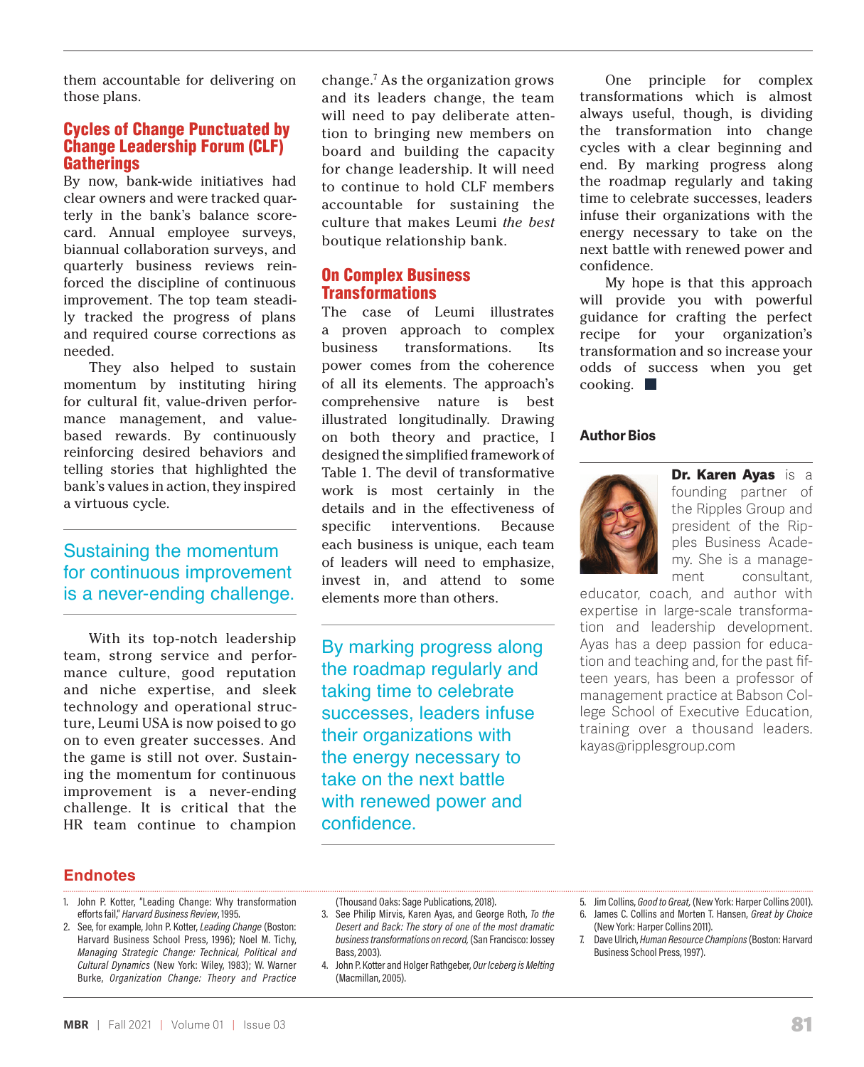them accountable for delivering on those plans.

## Cycles of Change Punctuated by Change Leadership Forum (CLF) Gatherings

By now, bank-wide initiatives had clear owners and were tracked quarterly in the bank's balance scorecard. Annual employee surveys, biannual collaboration surveys, and quarterly business reviews reinforced the discipline of continuous improvement. The top team steadily tracked the progress of plans and required course corrections as needed.

They also helped to sustain momentum by instituting hiring for cultural fit, value-driven performance management, and value-based rewards. By continuously reinforcing desired behaviors and telling stories that highlighted the bank's values in action, they inspired a virtuous cycle.

> Sustaining the momentum for continuous improvement is a never-ending challenge.

With its top-notch leadership team, strong service and performance culture, good reputation and niche expertise, and sleek technology and operational structure, Leumi USA is now poised to go on to even greater successes. And the game is still not over. Sustaining the momentum for continuous improvement is a never-ending challenge. It is critical that the HR team continue to champion change.[7] As the organization grows and its leaders change, the team will need to pay deliberate attention to bringing new members on board and building the capacity for change leadership. It will need to continue to hold CLF members accountable for sustaining the culture that makes Leumi *the best* boutique relationship bank.

## On Complex Business Transformations

The case of Leumi illustrates a proven approach to complex business transformations. Its power comes from the coherence of all its elements. The approach's comprehensive nature is best illustrated longitudinally. Drawing on both theory and practice, I designed the simplified framework of Table 1. The devil of transformative work is most certainly in the details and in the effectiveness of specific interventions. Because each business is unique, each team of leaders will need to emphasize, invest in, and attend to some elements more than others.

> By marking progress along the roadmap regularly and taking time to celebrate successes, leaders infuse their organizations with the energy necessary to take on the next battle with renewed power and confidence.

One principle for complex transformations which is almost always useful, though, is dividing the transformation into change cycles with a clear beginning and end. By marking progress along the roadmap regularly and taking time to celebrate successes, leaders infuse their organizations with the energy necessary to take on the next battle with renewed power and confidence.

My hope is that this approach will provide you with powerful guidance for crafting the perfect recipe for your organization's transformation and so increase your odds of success when you get cooking. ■

### Author Bios

**Dr. Karen Ayas** is a founding partner of the Ripples Group and president of the Ripples Business Academy. She is a management consultant, educator, coach, and author with expertise in large-scale transformation and leadership development. Ayas has a deep passion for education and teaching and, for the past fifteen years, has been a professor of management practice at Babson College School of Executive Education, training over a thousand leaders. kayas@ripplesgroup.com

## Endnotes

1. John P. Kotter, "Leading Change: Why transformation efforts fail," *Harvard Business Review*, 1995.
2. See, for example, John P. Kotter, *Leading Change* (Boston: Harvard Business School Press, 1996); Noel M. Tichy, *Managing Strategic Change: Technical, Political and Cultural Dynamics* (New York: Wiley, 1983); W. Warner Burke, *Organization Change: Theory and Practice* (Thousand Oaks: Sage Publications, 2018).
3. See Philip Mirvis, Karen Ayas, and George Roth, *To the Desert and Back: The story of one of the most dramatic business transformations on record,* (San Francisco: Jossey Bass, 2003).
4. John P. Kotter and Holger Rathgeber, *Our Iceberg is Melting* (Macmillan, 2005).
5. Jim Collins, *Good to Great,* (New York: Harper Collins 2001).
6. James C. Collins and Morten T. Hansen, *Great by Choice* (New York: Harper Collins 2011).
7. Dave Ulrich, *Human Resource Champions* (Boston: Harvard Business School Press, 1997).